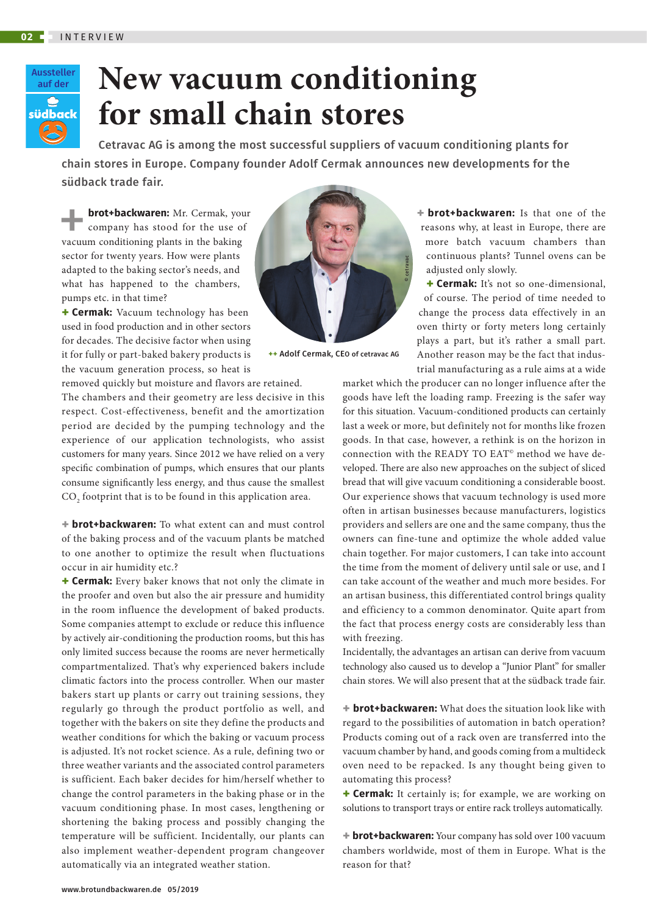Aussteller auf der südback

# New vacuum conditioning for small chain stores

**Cetravac AG is among the most successful suppliers of vacuum conditioning plants for chain stores in Europe. Company founder Adolf Cermak announces new developments for the südback trade fair.**

**+ brot+backwaren:** Mr. Cermak, your company has stood for the use of vacuum conditioning plants in the baking sector for twenty years. How were plants adapted to the baking sector's needs, and what has happened to the chambers, pumps etc. in that time?

**+ Cermak:** Vacuum technology has been used in food production and in other sectors for decades. The decisive factor when using it for fully or part-baked bakery products is the vacuum generation process, so heat is removed quickly but moisture and flavors are retained. The chambers and their geometry are less decisive in this respect. Cost-effectiveness, benefit and the amortization period are decided by the pumping technology and the experience of our application technologists, who assist customers for many years. Since 2012 we have relied on a very specific combination of pumps, which ensures that our plants consume significantly less energy, and thus cause the smallest $CO_2$ footprint that is to be found in this application area.

++ Adolf Cermak, CEO of cetravac AG

**+ brot+backwaren:** To what extent can and must control of the baking process and of the vacuum plants be matched to one another to optimize the result when fluctuations occur in air humidity etc.?

**+ Cermak:** Every baker knows that not only the climate in the proofer and oven but also the air pressure and humidity in the room influence the development of baked products. Some companies attempt to exclude or reduce this influence by actively air-conditioning the production rooms, but this has only limited success because the rooms are never hermetically compartmentalized. That's why experienced bakers include climatic factors into the process controller. When our master bakers start up plants or carry out training sessions, they regularly go through the product portfolio as well, and together with the bakers on site they define the products and weather conditions for which the baking or vacuum process is adjusted. It's not rocket science. As a rule, defining two or three weather variants and the associated control parameters is sufficient. Each baker decides for him/herself whether to change the control parameters in the baking phase or in the vacuum conditioning phase. In most cases, lengthening or shortening the baking process and possibly changing the temperature will be sufficient. Incidentally, our plants can also implement weather-dependent program changeover automatically via an integrated weather station.

**+ brot+backwaren:** Is that one of the reasons why, at least in Europe, there are more batch vacuum chambers than continuous plants? Tunnel ovens can be adjusted only slowly.

**+ Cermak:** It's not so one-dimensional, of course. The period of time needed to change the process data effectively in an oven thirty or forty meters long certainly plays a part, but it's rather a small part. Another reason may be the fact that industrial manufacturing as a rule aims at a wide market which the producer can no longer influence after the goods have left the loading ramp. Freezing is the safer way for this situation. Vacuum-conditioned products can certainly last a week or more, but definitely not for months like frozen goods. In that case, however, a rethink is on the horizon in connection with the READY TO EAT© method we have developed. There are also new approaches on the subject of sliced bread that will give vacuum conditioning a considerable boost. Our experience shows that vacuum technology is used more often in artisan businesses because manufacturers, logistics providers and sellers are one and the same company, thus the owners can fine-tune and optimize the whole added value chain together. For major customers, I can take into account the time from the moment of delivery until sale or use, and I can take account of the weather and much more besides. For an artisan business, this differentiated control brings quality and efficiency to a common denominator. Quite apart from the fact that process energy costs are considerably less than with freezing.

Incidentally, the advantages an artisan can derive from vacuum technology also caused us to develop a "Junior Plant" for smaller chain stores. We will also present that at the südback trade fair.

**+ brot+backwaren:** What does the situation look like with regard to the possibilities of automation in batch operation? Products coming out of a rack oven are transferred into the vacuum chamber by hand, and goods coming from a multideck oven need to be repacked. Is any thought being given to automating this process?

**+ Cermak:** It certainly is; for example, we are working on solutions to transport trays or entire rack trolleys automatically.

**+ brot+backwaren:** Your company has sold over 100 vacuum chambers worldwide, most of them in Europe. What is the reason for that?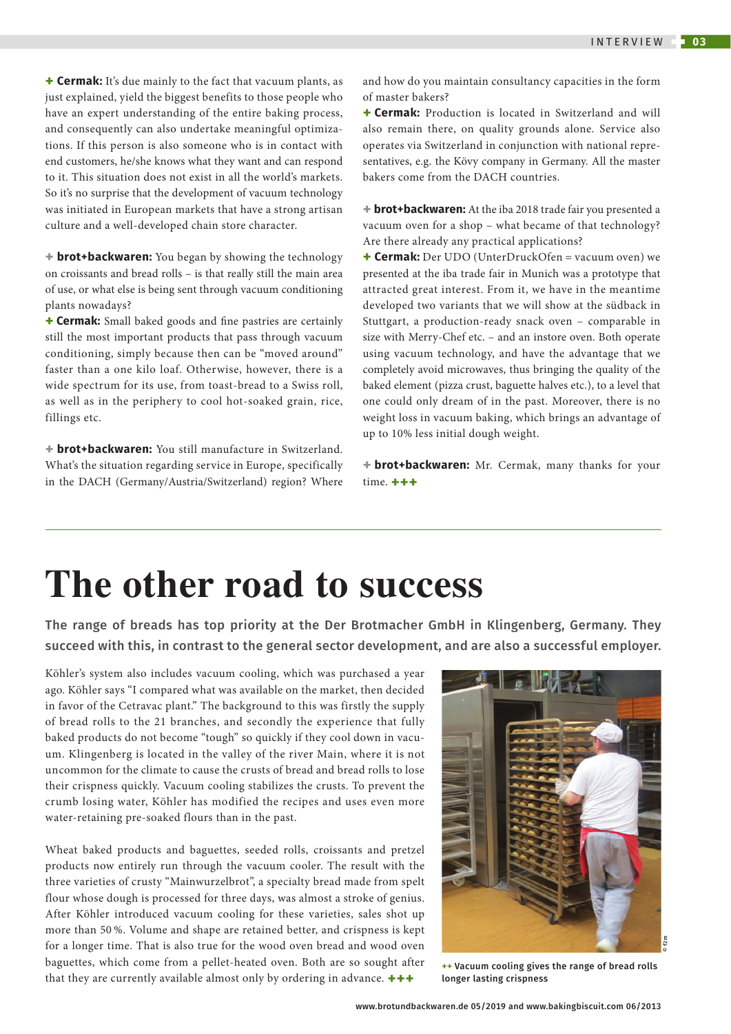**+ Cermak:** It's due mainly to the fact that vacuum plants, as just explained, yield the biggest benefits to those people who have an expert understanding of the entire baking process, and consequently can also undertake meaningful optimizations. If this person is also someone who is in contact with end customers, he/she knows what they want and can respond to it. This situation does not exist in all the world's markets. So it's no surprise that the development of vacuum technology was initiated in European markets that have a strong artisan culture and a well-developed chain store character.

**+ brot+backwaren:** You began by showing the technology on croissants and bread rolls – is that really still the main area of use, or what else is being sent through vacuum conditioning plants nowadays?

**+ Cermak:** Small baked goods and fine pastries are certainly still the most important products that pass through vacuum conditioning, simply because these then can be "moved around" faster than a one kilo loaf. Otherwise, however, there is a wide spectrum for its use, from toast-bread to a Swiss roll, as well as in the periphery to cool hot-soaked grain, rice, fillings etc.

**+ brot+backwaren:** You still manufacture in Switzerland. What's the situation regarding service in Europe, specifically in the DACH (Germany/Austria/Switzerland) region? Where and how do you maintain consultancy capacities in the form of master bakers?

**+ Cermak:** Production is located in Switzerland and will also remain there, on quality grounds alone. Service also operates via Switzerland in conjunction with national representatives, e.g. the Kövy company in Germany. All the master bakers come from the DACH countries.

**+ brot+backwaren:** At the iba 2018 trade fair you presented a vacuum oven for a shop – what became of that technology? Are there already any practical applications?

**+ Cermak:** Der UDO (UnterDruckOfen = vacuum oven) we presented at the iba trade fair in Munich was a prototype that attracted great interest. From it, we have in the meantime developed two variants that we will show at the südback in Stuttgart, a production-ready snack oven – comparable in size with Merry-Chef etc. – and an instore oven. Both operate using vacuum technology, and have the advantage that we completely avoid microwaves, thus bringing the quality of the baked element (pizza crust, baguette halves etc.), to a level that one could only dream of in the past. Moreover, there is no weight loss in vacuum baking, which brings an advantage of up to 10% less initial dough weight.

**+ brot+backwaren:** Mr. Cermak, many thanks for your time. **+++**

# The other road to success

**The range of breads has top priority at the Der Brotmacher GmbH in Klingenberg, Germany. They succeed with this, in contrast to the general sector development, and are also a successful employer.**

Köhler's system also includes vacuum cooling, which was purchased a year ago. Köhler says "I compared what was available on the market, then decided in favor of the Cetravac plant." The background to this was firstly the supply of bread rolls to the 21 branches, and secondly the experience that fully baked products do not become "tough" so quickly if they cool down in vacuum. Klingenberg is located in the valley of the river Main, where it is not uncommon for the climate to cause the crusts of bread and bread rolls to lose their crispness quickly. Vacuum cooling stabilizes the crusts. To prevent the crumb losing water, Köhler has modified the recipes and uses even more water-retaining pre-soaked flours than in the past.

Wheat baked products and baguettes, seeded rolls, croissants and pretzel products now entirely run through the vacuum cooler. The result with the three varieties of crusty "Mainwurzelbrot", a specialty bread made from spelt flour whose dough is processed for three days, was almost a stroke of genius. After Köhler introduced vacuum cooling for these varieties, sales shot up more than 50 %. Volume and shape are retained better, and crispness is kept for a longer time. That is also true for the wood oven bread and wood oven baguettes, which come from a pellet-heated oven. Both are so sought after that they are currently available almost only by ordering in advance. **+++**

**++ Vacuum cooling gives the range of bread rolls longer lasting crispness**

www.brotundbackwaren.de 05/2019 and www.bakingbiscuit.com 06/2013